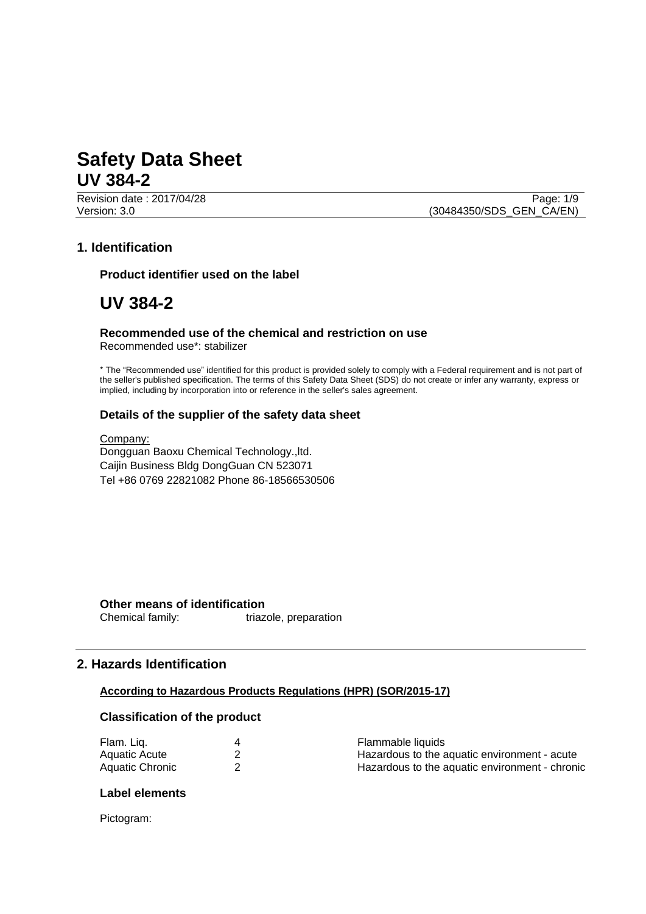# Safety Data Sheet
## UV 384-2

Revision date : 2017/04/28
Version: 3.0
(30484350/SDS_GEN_CA/EN)

## 1. Identification

### Product identifier used on the label

# UV 384-2

### Recommended use of the chemical and restriction on use

Recommended use*: stabilizer

* The "Recommended use" identified for this product is provided solely to comply with a Federal requirement and is not part of the seller's published specification. The terms of this Safety Data Sheet (SDS) do not create or infer any warranty, express or implied, including by incorporation into or reference in the seller's sales agreement.

### Details of the supplier of the safety data sheet

Company:
Dongguan Baoxu Chemical Technology.,ltd.
Caijin Business Bldg DongGuan CN 523071
Tel +86 0769 22821082 Phone 86-18566530506

### Other means of identification

Chemical family: triazole, preparation

## 2. Hazards Identification

**According to Hazardous Products Regulations (HPR) (SOR/2015-17)**

### Classification of the product

| | | |
|---|---|---|
| Flam. Liq. | 4 | Flammable liquids |
| Aquatic Acute | 2 | Hazardous to the aquatic environment - acute |
| Aquatic Chronic | 2 | Hazardous to the aquatic environment - chronic |

### Label elements

Pictogram: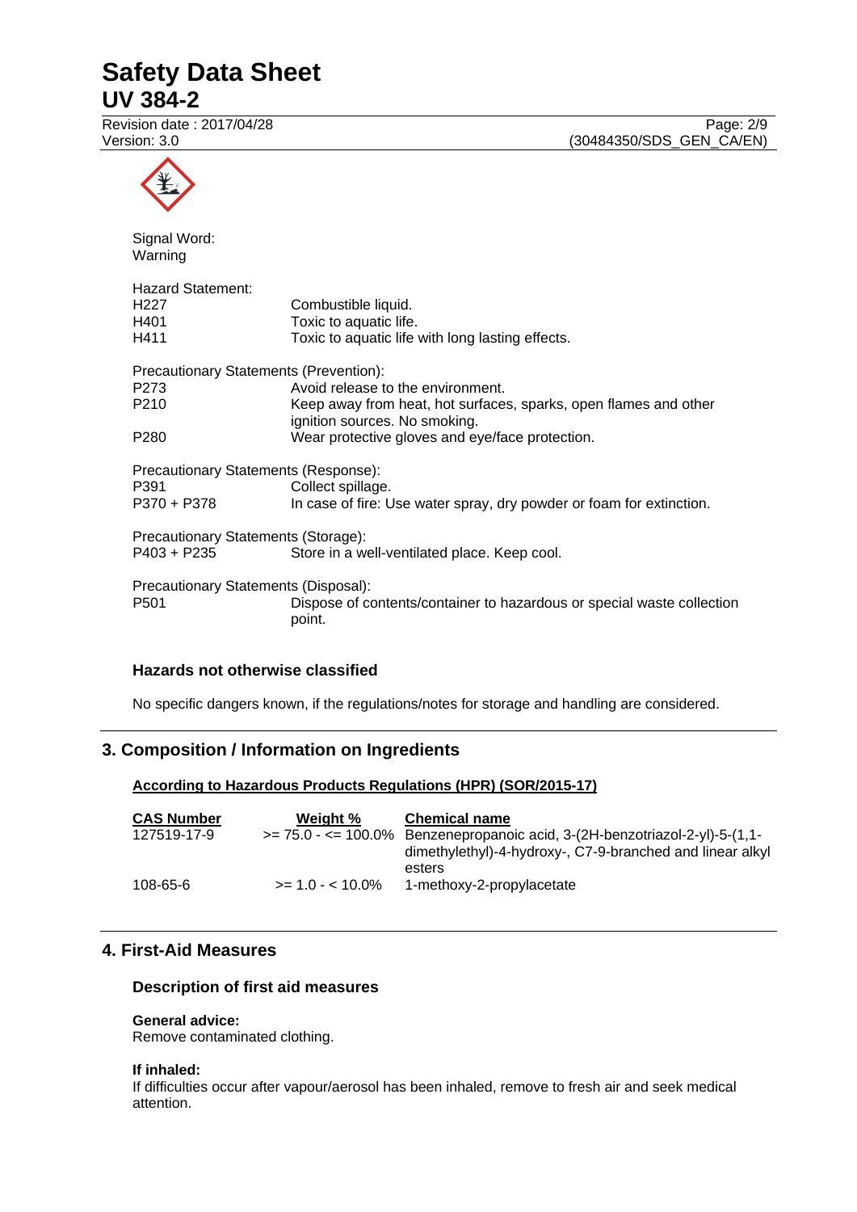Signal Word:
Warning

Hazard Statement:

| | |
|---|---|
| H227 | Combustible liquid. |
| H401 | Toxic to aquatic life. |
| H411 | Toxic to aquatic life with long lasting effects. |

Precautionary Statements (Prevention):

| | |
|---|---|
| P273 | Avoid release to the environment. |
| P210 | Keep away from heat, hot surfaces, sparks, open flames and other ignition sources. No smoking. |
| P280 | Wear protective gloves and eye/face protection. |

Precautionary Statements (Response):

| | |
|---|---|
| P391 | Collect spillage. |
| P370 + P378 | In case of fire: Use water spray, dry powder or foam for extinction. |

Precautionary Statements (Storage):

| | |
|---|---|
| P403 + P235 | Store in a well-ventilated place. Keep cool. |

Precautionary Statements (Disposal):

| | |
|---|---|
| P501 | Dispose of contents/container to hazardous or special waste collection point. |

### Hazards not otherwise classified

No specific dangers known, if the regulations/notes for storage and handling are considered.

## 3. Composition / Information on Ingredients

**According to Hazardous Products Regulations (HPR) (SOR/2015-17)**

| CAS Number | Weight % | Chemical name |
|---|---|---|
| 127519-17-9 | >= 75.0 - <= 100.0% | Benzenepropanoic acid, 3-(2H-benzotriazol-2-yl)-5-(1,1-dimethylethyl)-4-hydroxy-, C7-9-branched and linear alkyl esters |
| 108-65-6 | >= 1.0 - < 10.0% | 1-methoxy-2-propylacetate |

## 4. First-Aid Measures

### Description of first aid measures

**General advice:**
Remove contaminated clothing.

**If inhaled:**
If difficulties occur after vapour/aerosol has been inhaled, remove to fresh air and seek medical attention.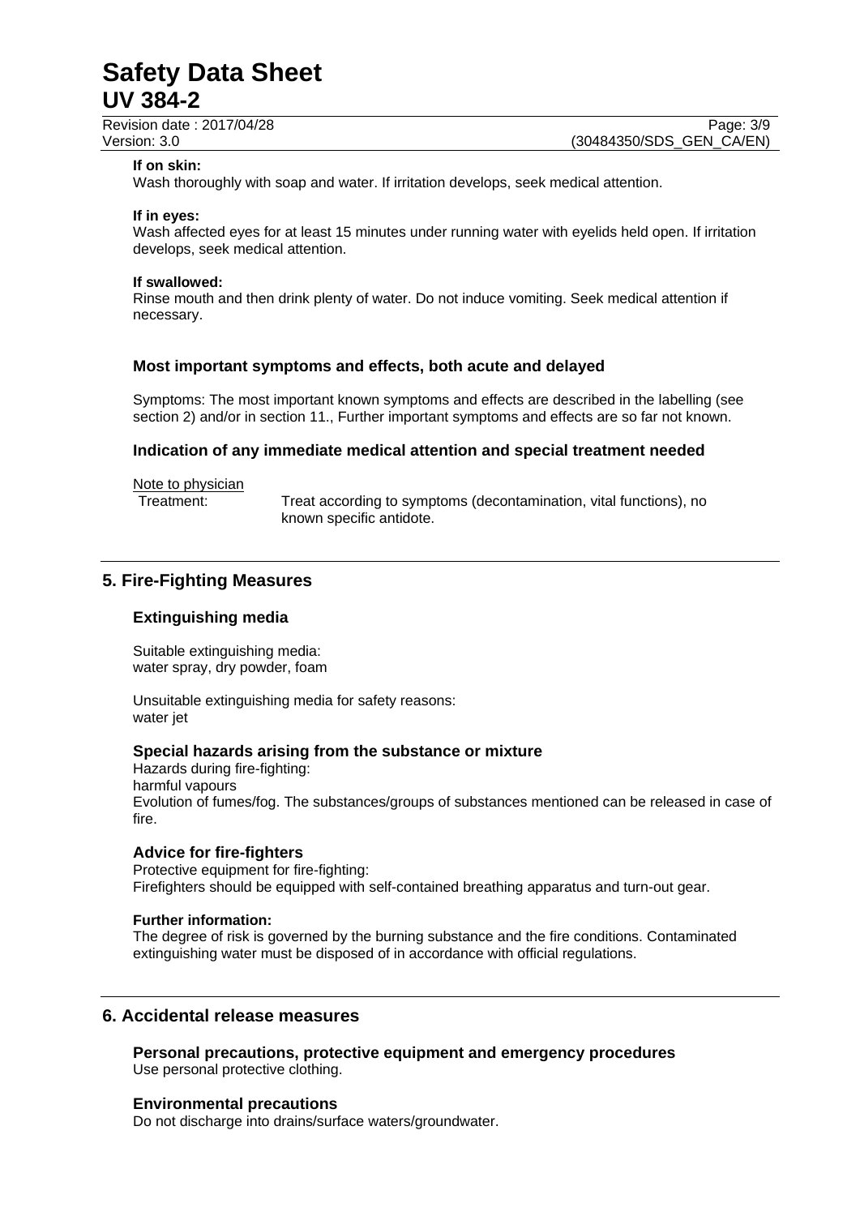**If on skin:**
Wash thoroughly with soap and water. If irritation develops, seek medical attention.

**If in eyes:**
Wash affected eyes for at least 15 minutes under running water with eyelids held open. If irritation develops, seek medical attention.

**If swallowed:**
Rinse mouth and then drink plenty of water. Do not induce vomiting. Seek medical attention if necessary.

### Most important symptoms and effects, both acute and delayed

Symptoms: The most important known symptoms and effects are described in the labelling (see section 2) and/or in section 11., Further important symptoms and effects are so far not known.

### Indication of any immediate medical attention and special treatment needed

Note to physician

Treatment: Treat according to symptoms (decontamination, vital functions), no known specific antidote.

## 5. Fire-Fighting Measures

### Extinguishing media

Suitable extinguishing media:
water spray, dry powder, foam

Unsuitable extinguishing media for safety reasons:
water jet

### Special hazards arising from the substance or mixture

Hazards during fire-fighting:
harmful vapours
Evolution of fumes/fog. The substances/groups of substances mentioned can be released in case of fire.

### Advice for fire-fighters

Protective equipment for fire-fighting:
Firefighters should be equipped with self-contained breathing apparatus and turn-out gear.

**Further information:**
The degree of risk is governed by the burning substance and the fire conditions. Contaminated extinguishing water must be disposed of in accordance with official regulations.

## 6. Accidental release measures

### Personal precautions, protective equipment and emergency procedures

Use personal protective clothing.

### Environmental precautions

Do not discharge into drains/surface waters/groundwater.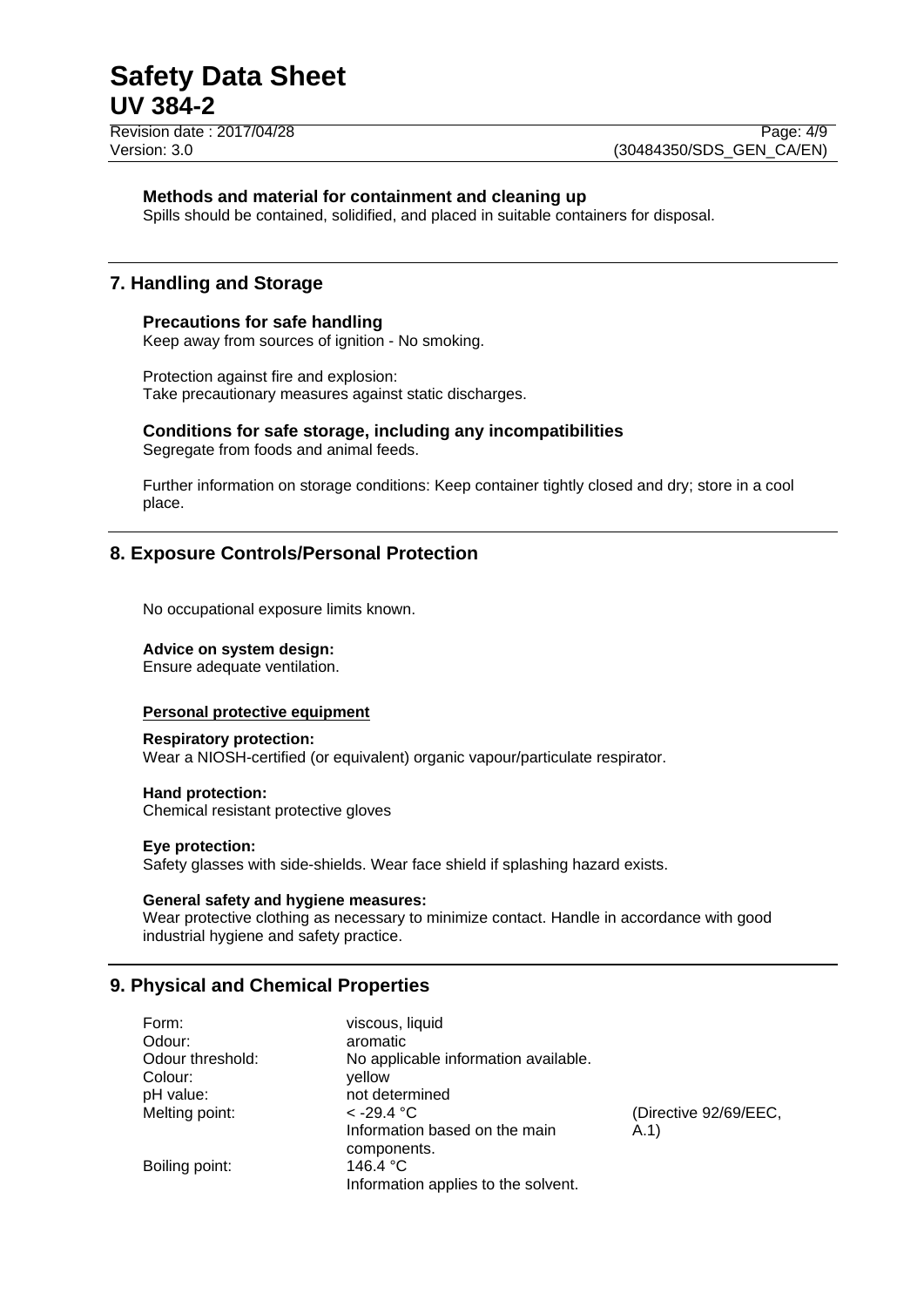### Methods and material for containment and cleaning up

Spills should be contained, solidified, and placed in suitable containers for disposal.

## 7. Handling and Storage

### Precautions for safe handling

Keep away from sources of ignition - No smoking.

Protection against fire and explosion:
Take precautionary measures against static discharges.

### Conditions for safe storage, including any incompatibilities

Segregate from foods and animal feeds.

Further information on storage conditions: Keep container tightly closed and dry; store in a cool place.

## 8. Exposure Controls/Personal Protection

No occupational exposure limits known.

**Advice on system design:**
Ensure adequate ventilation.

**Personal protective equipment**

**Respiratory protection:**
Wear a NIOSH-certified (or equivalent) organic vapour/particulate respirator.

**Hand protection:**
Chemical resistant protective gloves

**Eye protection:**
Safety glasses with side-shields. Wear face shield if splashing hazard exists.

**General safety and hygiene measures:**
Wear protective clothing as necessary to minimize contact. Handle in accordance with good industrial hygiene and safety practice.

## 9. Physical and Chemical Properties

| | | |
|---|---|---|
| Form: | viscous, liquid | |
| Odour: | aromatic | |
| Odour threshold: | No applicable information available. | |
| Colour: | yellow | |
| pH value: | not determined | |
| Melting point: | < -29.4 °C<br>Information based on the main components. | (Directive 92/69/EEC, A.1) |
| Boiling point: | 146.4 °C<br>Information applies to the solvent. | |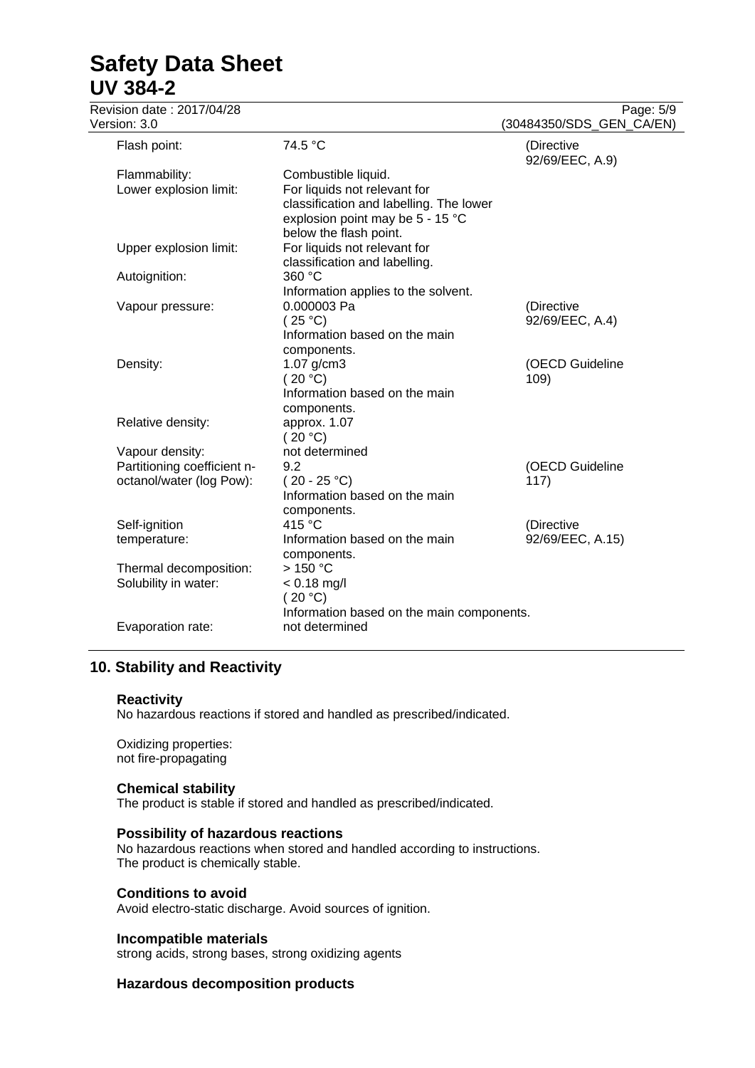| Property | Value | Method |
| --- | --- | --- |
| Flash point: | 74.5 °C | (Directive 92/69/EEC, A.9) |
| Flammability: | Combustible liquid. | |
| Lower explosion limit: | For liquids not relevant for classification and labelling. The lower explosion point may be 5 - 15 °C below the flash point. | |
| Upper explosion limit: | For liquids not relevant for classification and labelling. | |
| Autoignition: | 360 °C<br>Information applies to the solvent. | |
| Vapour pressure: | 0.000003 Pa<br>( 25 °C)<br>Information based on the main components. | (Directive 92/69/EEC, A.4) |
| Density: | 1.07 g/cm3<br>( 20 °C)<br>Information based on the main components. | (OECD Guideline 109) |
| Relative density: | approx. 1.07<br>( 20 °C) | |
| Vapour density: | not determined | |
| Partitioning coefficient n-octanol/water (log Pow): | 9.2<br>( 20 - 25 °C)<br>Information based on the main components. | (OECD Guideline 117) |
| Self-ignition temperature: | 415 °C<br>Information based on the main components. | (Directive 92/69/EEC, A.15) |
| Thermal decomposition: | > 150 °C | |
| Solubility in water: | < 0.18 mg/l<br>( 20 °C)<br>Information based on the main components. | |
| Evaporation rate: | not determined | |

## 10. Stability and Reactivity

### Reactivity

No hazardous reactions if stored and handled as prescribed/indicated.

Oxidizing properties:
not fire-propagating

### Chemical stability

The product is stable if stored and handled as prescribed/indicated.

### Possibility of hazardous reactions

No hazardous reactions when stored and handled according to instructions.
The product is chemically stable.

### Conditions to avoid

Avoid electro-static discharge. Avoid sources of ignition.

### Incompatible materials

strong acids, strong bases, strong oxidizing agents

### Hazardous decomposition products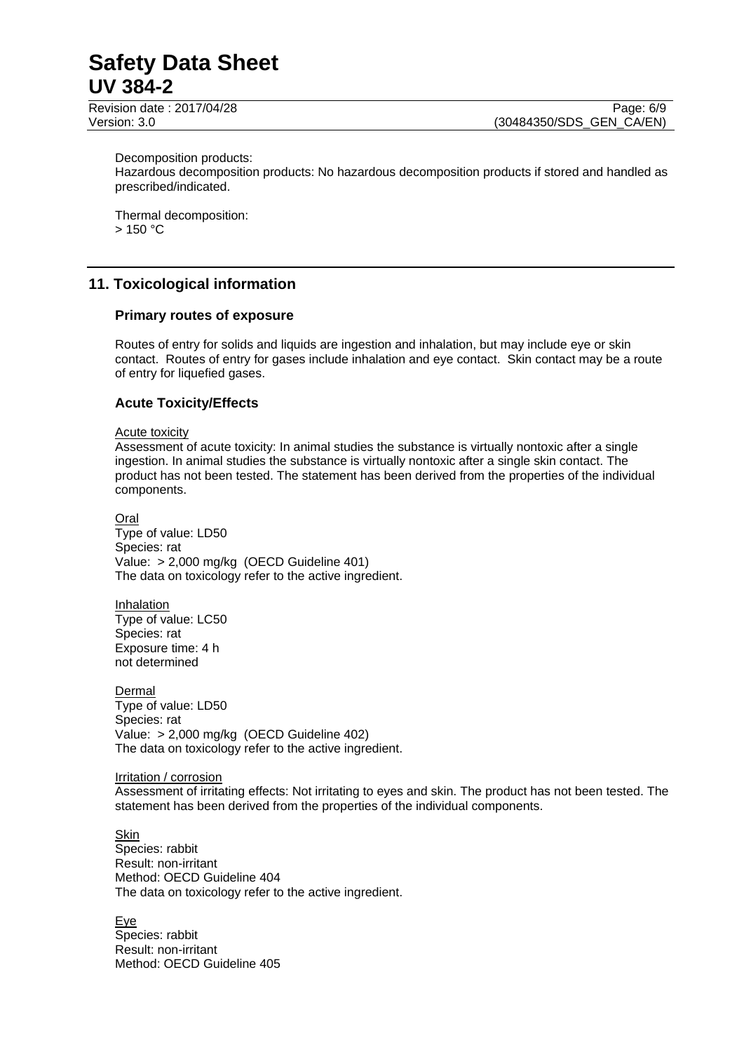Decomposition products:
Hazardous decomposition products: No hazardous decomposition products if stored and handled as prescribed/indicated.

Thermal decomposition:
> 150 °C

## 11. Toxicological information

### Primary routes of exposure

Routes of entry for solids and liquids are ingestion and inhalation, but may include eye or skin contact. Routes of entry for gases include inhalation and eye contact. Skin contact may be a route of entry for liquefied gases.

### Acute Toxicity/Effects

Acute toxicity
Assessment of acute toxicity: In animal studies the substance is virtually nontoxic after a single ingestion. In animal studies the substance is virtually nontoxic after a single skin contact. The product has not been tested. The statement has been derived from the properties of the individual components.

Oral
Type of value: LD50
Species: rat
Value: > 2,000 mg/kg (OECD Guideline 401)
The data on toxicology refer to the active ingredient.

Inhalation
Type of value: LC50
Species: rat
Exposure time: 4 h
not determined

Dermal
Type of value: LD50
Species: rat
Value: > 2,000 mg/kg (OECD Guideline 402)
The data on toxicology refer to the active ingredient.

Irritation / corrosion
Assessment of irritating effects: Not irritating to eyes and skin. The product has not been tested. The statement has been derived from the properties of the individual components.

Skin
Species: rabbit
Result: non-irritant
Method: OECD Guideline 404
The data on toxicology refer to the active ingredient.

Eye
Species: rabbit
Result: non-irritant
Method: OECD Guideline 405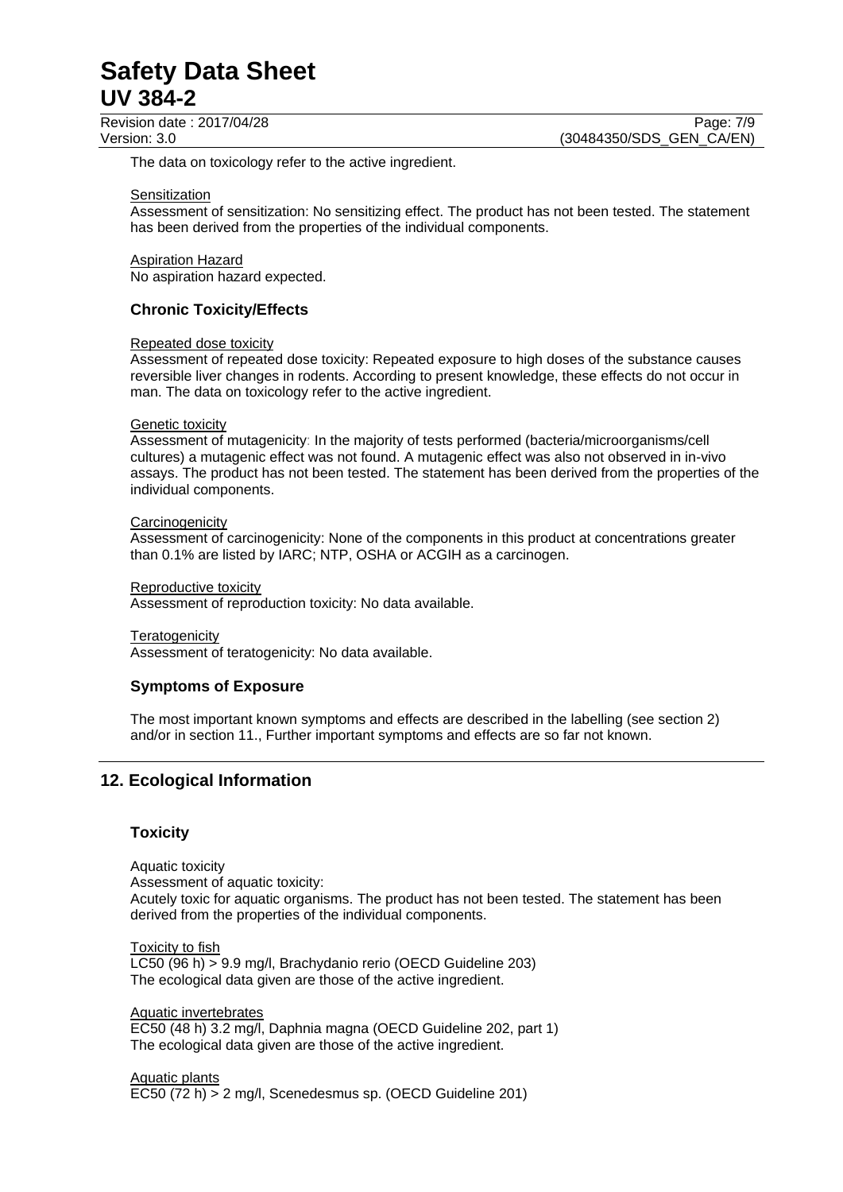The data on toxicology refer to the active ingredient.

Sensitization
Assessment of sensitization: No sensitizing effect. The product has not been tested. The statement has been derived from the properties of the individual components.

Aspiration Hazard
No aspiration hazard expected.

### Chronic Toxicity/Effects

Repeated dose toxicity
Assessment of repeated dose toxicity: Repeated exposure to high doses of the substance causes reversible liver changes in rodents. According to present knowledge, these effects do not occur in man. The data on toxicology refer to the active ingredient.

Genetic toxicity
Assessment of mutagenicity: In the majority of tests performed (bacteria/microorganisms/cell cultures) a mutagenic effect was not found. A mutagenic effect was also not observed in in-vivo assays. The product has not been tested. The statement has been derived from the properties of the individual components.

Carcinogenicity
Assessment of carcinogenicity: None of the components in this product at concentrations greater than 0.1% are listed by IARC; NTP, OSHA or ACGIH as a carcinogen.

Reproductive toxicity
Assessment of reproduction toxicity: No data available.

Teratogenicity
Assessment of teratogenicity: No data available.

### Symptoms of Exposure

The most important known symptoms and effects are described in the labelling (see section 2) and/or in section 11., Further important symptoms and effects are so far not known.

## 12. Ecological Information

### Toxicity

Aquatic toxicity
Assessment of aquatic toxicity:
Acutely toxic for aquatic organisms. The product has not been tested. The statement has been derived from the properties of the individual components.

Toxicity to fish
LC50 (96 h) > 9.9 mg/l, Brachydanio rerio (OECD Guideline 203)
The ecological data given are those of the active ingredient.

Aquatic invertebrates
EC50 (48 h) 3.2 mg/l, Daphnia magna (OECD Guideline 202, part 1)
The ecological data given are those of the active ingredient.

Aquatic plants
EC50 (72 h) > 2 mg/l, Scenedesmus sp. (OECD Guideline 201)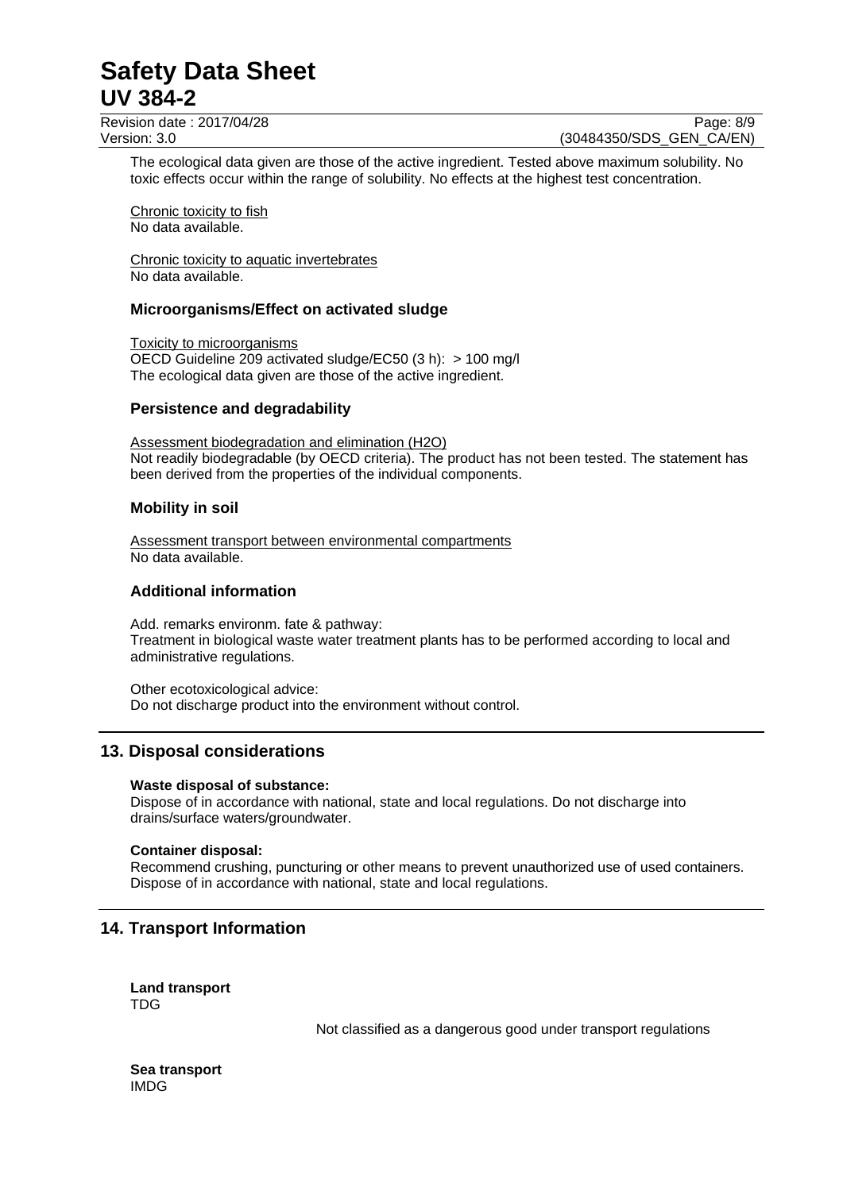The ecological data given are those of the active ingredient. Tested above maximum solubility. No toxic effects occur within the range of solubility. No effects at the highest test concentration.

Chronic toxicity to fish
No data available.

Chronic toxicity to aquatic invertebrates
No data available.

### Microorganisms/Effect on activated sludge

Toxicity to microorganisms
OECD Guideline 209 activated sludge/EC50 (3 h): > 100 mg/l
The ecological data given are those of the active ingredient.

### Persistence and degradability

Assessment biodegradation and elimination (H2O)
Not readily biodegradable (by OECD criteria). The product has not been tested. The statement has been derived from the properties of the individual components.

### Mobility in soil

Assessment transport between environmental compartments
No data available.

### Additional information

Add. remarks environm. fate & pathway:
Treatment in biological waste water treatment plants has to be performed according to local and administrative regulations.

Other ecotoxicological advice:
Do not discharge product into the environment without control.

## 13. Disposal considerations

**Waste disposal of substance:**
Dispose of in accordance with national, state and local regulations. Do not discharge into drains/surface waters/groundwater.

**Container disposal:**
Recommend crushing, puncturing or other means to prevent unauthorized use of used containers. Dispose of in accordance with national, state and local regulations.

## 14. Transport Information

**Land transport**
TDG

Not classified as a dangerous good under transport regulations

**Sea transport**
IMDG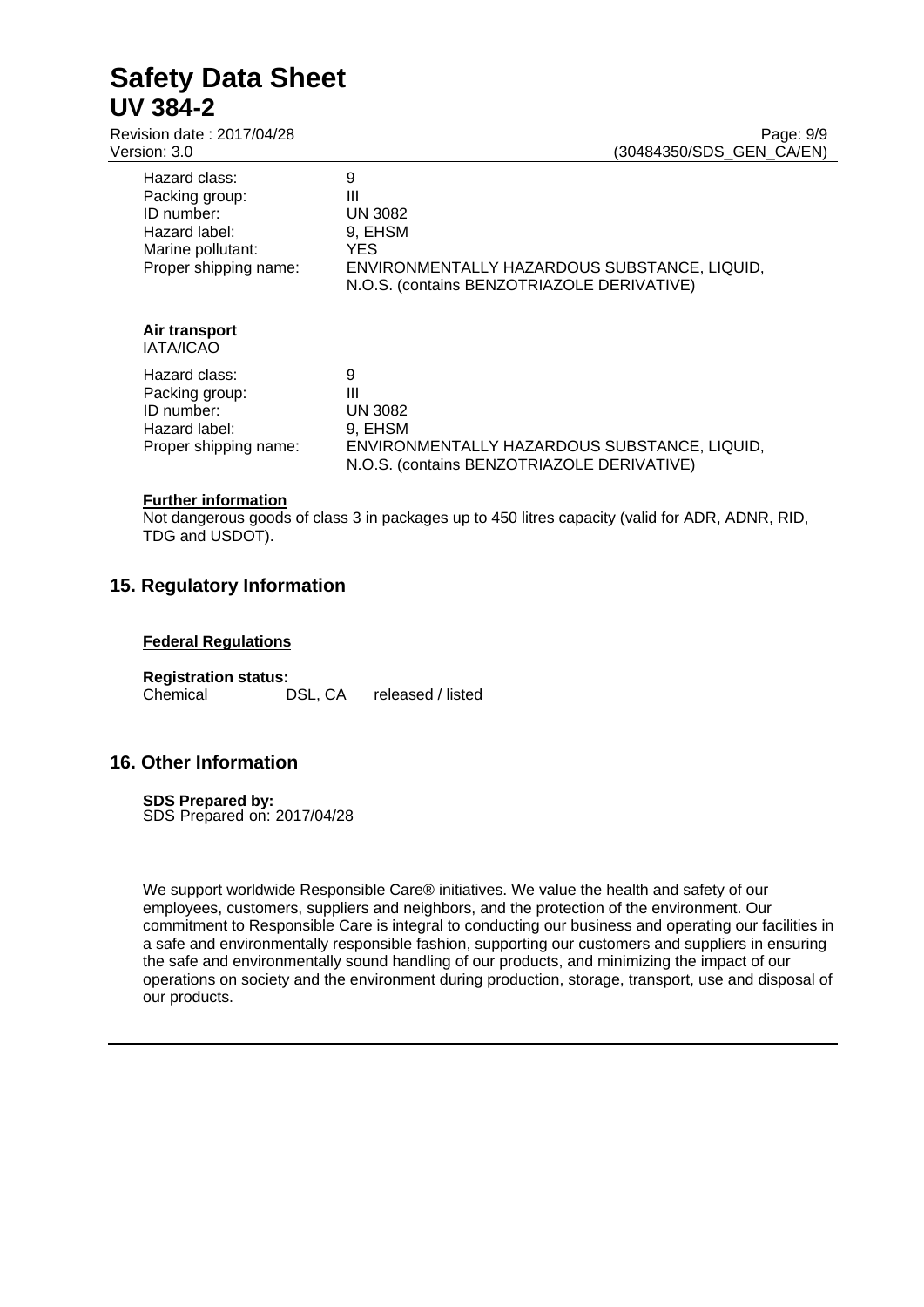| | |
|---|---|
| Hazard class: | 9 |
| Packing group: | III |
| ID number: | UN 3082 |
| Hazard label: | 9, EHSM |
| Marine pollutant: | YES |
| Proper shipping name: | ENVIRONMENTALLY HAZARDOUS SUBSTANCE, LIQUID, N.O.S. (contains BENZOTRIAZOLE DERIVATIVE) |

**Air transport**
IATA/ICAO

| | |
|---|---|
| Hazard class: | 9 |
| Packing group: | III |
| ID number: | UN 3082 |
| Hazard label: | 9, EHSM |
| Proper shipping name: | ENVIRONMENTALLY HAZARDOUS SUBSTANCE, LIQUID, N.O.S. (contains BENZOTRIAZOLE DERIVATIVE) |

**Further information**

Not dangerous goods of class 3 in packages up to 450 litres capacity (valid for ADR, ADNR, RID, TDG and USDOT).

## 15. Regulatory Information

**Federal Regulations**

**Registration status:**

| | | |
|---|---|---|
| Chemical | DSL, CA | released / listed |

## 16. Other Information

**SDS Prepared by:**
SDS Prepared on: 2017/04/28

We support worldwide Responsible Care® initiatives. We value the health and safety of our employees, customers, suppliers and neighbors, and the protection of the environment. Our commitment to Responsible Care is integral to conducting our business and operating our facilities in a safe and environmentally responsible fashion, supporting our customers and suppliers in ensuring the safe and environmentally sound handling of our products, and minimizing the impact of our operations on society and the environment during production, storage, transport, use and disposal of our products.